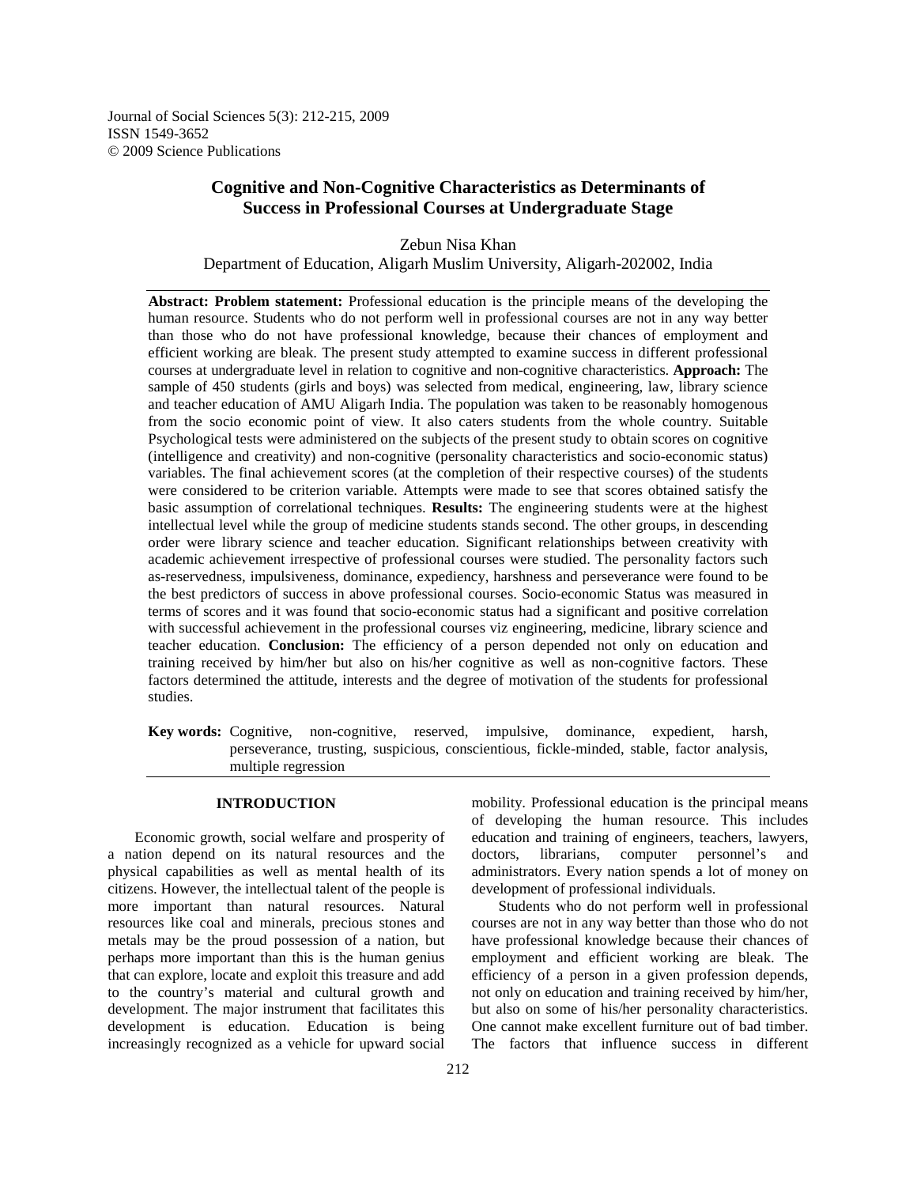# Cognitive and Non-Cognitive Characteristics as Determinants of Success in Professional Courses at Undergraduate Stage

Zebun Nisa Khan
Department of Education, Aligarh Muslim University, Aligarh-202002, India

**Abstract: Problem statement:** Professional education is the principle means of the developing the human resource. Students who do not perform well in professional courses are not in any way better than those who do not have professional knowledge, because their chances of employment and efficient working are bleak. The present study attempted to examine success in different professional courses at undergraduate level in relation to cognitive and non-cognitive characteristics. **Approach:** The sample of 450 students (girls and boys) was selected from medical, engineering, law, library science and teacher education of AMU Aligarh India. The population was taken to be reasonably homogenous from the socio economic point of view. It also caters students from the whole country. Suitable Psychological tests were administered on the subjects of the present study to obtain scores on cognitive (intelligence and creativity) and non-cognitive (personality characteristics and socio-economic status) variables. The final achievement scores (at the completion of their respective courses) of the students were considered to be criterion variable. Attempts were made to see that scores obtained satisfy the basic assumption of correlational techniques. **Results:** The engineering students were at the highest intellectual level while the group of medicine students stands second. The other groups, in descending order were library science and teacher education. Significant relationships between creativity with academic achievement irrespective of professional courses were studied. The personality factors such as-reservedness, impulsiveness, dominance, expediency, harshness and perseverance were found to be the best predictors of success in above professional courses. Socio-economic Status was measured in terms of scores and it was found that socio-economic status had a significant and positive correlation with successful achievement in the professional courses viz engineering, medicine, library science and teacher education. **Conclusion:** The efficiency of a person depended not only on education and training received by him/her but also on his/her cognitive as well as non-cognitive factors. These factors determined the attitude, interests and the degree of motivation of the students for professional studies.

**Key words:** Cognitive, non-cognitive, reserved, impulsive, dominance, expedient, harsh, perseverance, trusting, suspicious, conscientious, fickle-minded, stable, factor analysis, multiple regression

## INTRODUCTION

Economic growth, social welfare and prosperity of a nation depend on its natural resources and the physical capabilities as well as mental health of its citizens. However, the intellectual talent of the people is more important than natural resources. Natural resources like coal and minerals, precious stones and metals may be the proud possession of a nation, but perhaps more important than this is the human genius that can explore, locate and exploit this treasure and add to the country's material and cultural growth and development. The major instrument that facilitates this development is education. Education is being increasingly recognized as a vehicle for upward social mobility. Professional education is the principal means of developing the human resource. This includes education and training of engineers, teachers, lawyers, doctors, librarians, computer personnel's and administrators. Every nation spends a lot of money on development of professional individuals.

Students who do not perform well in professional courses are not in any way better than those who do not have professional knowledge because their chances of employment and efficient working are bleak. The efficiency of a person in a given profession depends, not only on education and training received by him/her, but also on some of his/her personality characteristics. One cannot make excellent furniture out of bad timber. The factors that influence success in different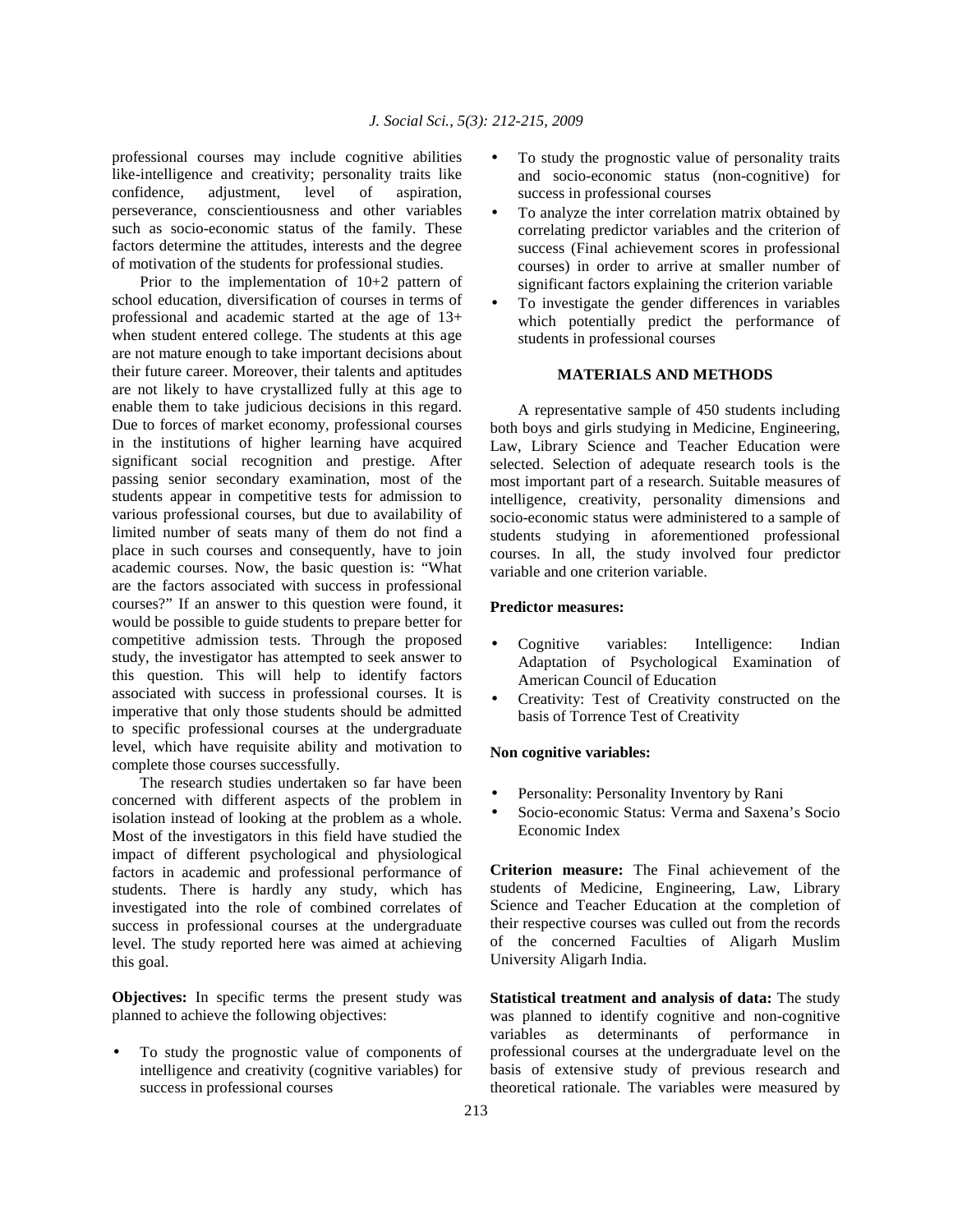professional courses may include cognitive abilities like-intelligence and creativity; personality traits like confidence, adjustment, level of aspiration, perseverance, conscientiousness and other variables such as socio-economic status of the family. These factors determine the attitudes, interests and the degree of motivation of the students for professional studies.

Prior to the implementation of 10+2 pattern of school education, diversification of courses in terms of professional and academic started at the age of 13+ when student entered college. The students at this age are not mature enough to take important decisions about their future career. Moreover, their talents and aptitudes are not likely to have crystallized fully at this age to enable them to take judicious decisions in this regard. Due to forces of market economy, professional courses in the institutions of higher learning have acquired significant social recognition and prestige. After passing senior secondary examination, most of the students appear in competitive tests for admission to various professional courses, but due to availability of limited number of seats many of them do not find a place in such courses and consequently, have to join academic courses. Now, the basic question is: "What are the factors associated with success in professional courses?" If an answer to this question were found, it would be possible to guide students to prepare better for competitive admission tests. Through the proposed study, the investigator has attempted to seek answer to this question. This will help to identify factors associated with success in professional courses. It is imperative that only those students should be admitted to specific professional courses at the undergraduate level, which have requisite ability and motivation to complete those courses successfully.

The research studies undertaken so far have been concerned with different aspects of the problem in isolation instead of looking at the problem as a whole. Most of the investigators in this field have studied the impact of different psychological and physiological factors in academic and professional performance of students. There is hardly any study, which has investigated into the role of combined correlates of success in professional courses at the undergraduate level. The study reported here was aimed at achieving this goal.

**Objectives:** In specific terms the present study was planned to achieve the following objectives:

- To study the prognostic value of components of intelligence and creativity (cognitive variables) for success in professional courses
- To study the prognostic value of personality traits and socio-economic status (non-cognitive) for success in professional courses
- To analyze the inter correlation matrix obtained by correlating predictor variables and the criterion of success (Final achievement scores in professional courses) in order to arrive at smaller number of significant factors explaining the criterion variable
- To investigate the gender differences in variables which potentially predict the performance of students in professional courses

## MATERIALS AND METHODS

A representative sample of 450 students including both boys and girls studying in Medicine, Engineering, Law, Library Science and Teacher Education were selected. Selection of adequate research tools is the most important part of a research. Suitable measures of intelligence, creativity, personality dimensions and socio-economic status were administered to a sample of students studying in aforementioned professional courses. In all, the study involved four predictor variable and one criterion variable.

**Predictor measures:**

- Cognitive variables: Intelligence: Indian Adaptation of Psychological Examination of American Council of Education
- Creativity: Test of Creativity constructed on the basis of Torrence Test of Creativity

**Non cognitive variables:**

- Personality: Personality Inventory by Rani
- Socio-economic Status: Verma and Saxena's Socio Economic Index

**Criterion measure:** The Final achievement of the students of Medicine, Engineering, Law, Library Science and Teacher Education at the completion of their respective courses was culled out from the records of the concerned Faculties of Aligarh Muslim University Aligarh India.

**Statistical treatment and analysis of data:** The study was planned to identify cognitive and non-cognitive variables as determinants of performance in professional courses at the undergraduate level on the basis of extensive study of previous research and theoretical rationale. The variables were measured by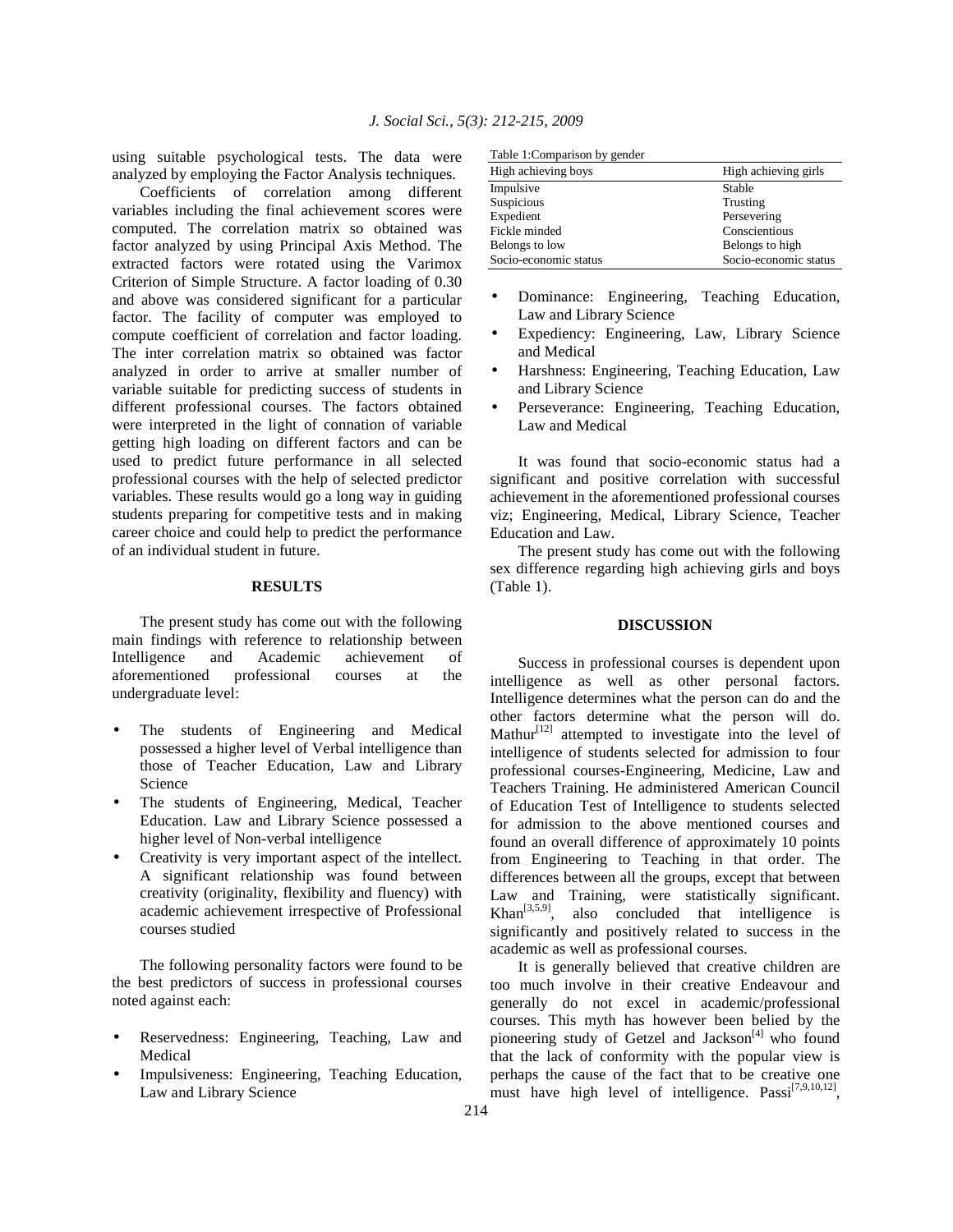using suitable psychological tests. The data were analyzed by employing the Factor Analysis techniques.

Coefficients of correlation among different variables including the final achievement scores were computed. The correlation matrix so obtained was factor analyzed by using Principal Axis Method. The extracted factors were rotated using the Varimox Criterion of Simple Structure. A factor loading of 0.30 and above was considered significant for a particular factor. The facility of computer was employed to compute coefficient of correlation and factor loading. The inter correlation matrix so obtained was factor analyzed in order to arrive at smaller number of variable suitable for predicting success of students in different professional courses. The factors obtained were interpreted in the light of connation of variable getting high loading on different factors and can be used to predict future performance in all selected professional courses with the help of selected predictor variables. These results would go a long way in guiding students preparing for competitive tests and in making career choice and could help to predict the performance of an individual student in future.

## RESULTS

The present study has come out with the following main findings with reference to relationship between Intelligence and Academic achievement of aforementioned professional courses at the undergraduate level:

- The students of Engineering and Medical possessed a higher level of Verbal intelligence than those of Teacher Education, Law and Library Science
- The students of Engineering, Medical, Teacher Education. Law and Library Science possessed a higher level of Non-verbal intelligence
- Creativity is very important aspect of the intellect. A significant relationship was found between creativity (originality, flexibility and fluency) with academic achievement irrespective of Professional courses studied

The following personality factors were found to be the best predictors of success in professional courses noted against each:

- Reservedness: Engineering, Teaching, Law and Medical
- Impulsiveness: Engineering, Teaching Education, Law and Library Science
- Dominance: Engineering, Teaching Education, Law and Library Science
- Expediency: Engineering, Law, Library Science and Medical
- Harshness: Engineering, Teaching Education, Law and Library Science
- Perseverance: Engineering, Teaching Education, Law and Medical

It was found that socio-economic status had a significant and positive correlation with successful achievement in the aforementioned professional courses viz; Engineering, Medical, Library Science, Teacher Education and Law.

The present study has come out with the following sex difference regarding high achieving girls and boys (Table 1).

Table 1:Comparison by gender

| High achieving boys | High achieving girls |
|---|---|
| Impulsive | Stable |
| Suspicious | Trusting |
| Expedient | Persevering |
| Fickle minded | Conscientious |
| Belongs to low | Belongs to high |
| Socio-economic status | Socio-economic status |

## DISCUSSION

Success in professional courses is dependent upon intelligence as well as other personal factors. Intelligence determines what the person can do and the other factors determine what the person will do. Mathur[12] attempted to investigate into the level of intelligence of students selected for admission to four professional courses-Engineering, Medicine, Law and Teachers Training. He administered American Council of Education Test of Intelligence to students selected for admission to the above mentioned courses and found an overall difference of approximately 10 points from Engineering to Teaching in that order. The differences between all the groups, except that between Law and Training, were statistically significant. Khan[3,5,9], also concluded that intelligence is significantly and positively related to success in the academic as well as professional courses.

It is generally believed that creative children are too much involve in their creative Endeavour and generally do not excel in academic/professional courses. This myth has however been belied by the pioneering study of Getzel and Jackson[4] who found that the lack of conformity with the popular view is perhaps the cause of the fact that to be creative one must have high level of intelligence. Passi[7,9,10,12],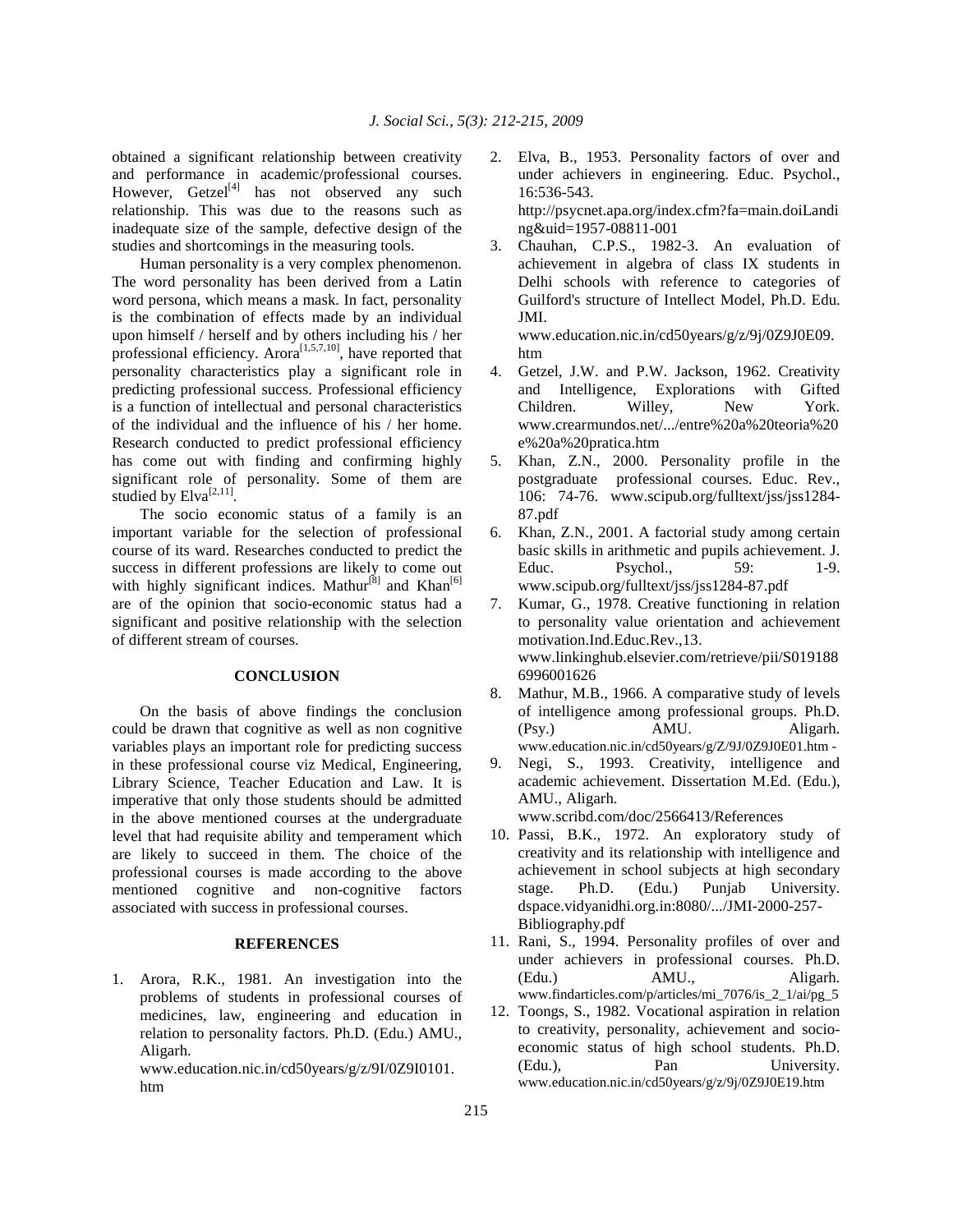obtained a significant relationship between creativity and performance in academic/professional courses. However, Getzel[4] has not observed any such relationship. This was due to the reasons such as inadequate size of the sample, defective design of the studies and shortcomings in the measuring tools.

Human personality is a very complex phenomenon. The word personality has been derived from a Latin word persona, which means a mask. In fact, personality is the combination of effects made by an individual upon himself / herself and by others including his / her professional efficiency. Arora[1,5,7,10], have reported that personality characteristics play a significant role in predicting professional success. Professional efficiency is a function of intellectual and personal characteristics of the individual and the influence of his / her home. Research conducted to predict professional efficiency has come out with finding and confirming highly significant role of personality. Some of them are studied by Elva[2,11].

The socio economic status of a family is an important variable for the selection of professional course of its ward. Researches conducted to predict the success in different professions are likely to come out with highly significant indices. Mathur[8] and Khan[6] are of the opinion that socio-economic status had a significant and positive relationship with the selection of different stream of courses.

## CONCLUSION

On the basis of above findings the conclusion could be drawn that cognitive as well as non cognitive variables plays an important role for predicting success in these professional course viz Medical, Engineering, Library Science, Teacher Education and Law. It is imperative that only those students should be admitted in the above mentioned courses at the undergraduate level that had requisite ability and temperament which are likely to succeed in them. The choice of the professional courses is made according to the above mentioned cognitive and non-cognitive factors associated with success in professional courses.

## REFERENCES

1. Arora, R.K., 1981. An investigation into the problems of students in professional courses of medicines, law, engineering and education in relation to personality factors. Ph.D. (Edu.) AMU., Aligarh. www.education.nic.in/cd50years/g/z/9I/0Z9I0101.htm
2. Elva, B., 1953. Personality factors of over and under achievers in engineering. Educ. Psychol., 16:536-543. http://psycnet.apa.org/index.cfm?fa=main.doiLanding&uid=1957-08811-001
3. Chauhan, C.P.S., 1982-3. An evaluation of achievement in algebra of class IX students in Delhi schools with reference to categories of Guilford's structure of Intellect Model, Ph.D. Edu. JMI. www.education.nic.in/cd50years/g/z/9j/0Z9J0E09.htm
4. Getzel, J.W. and P.W. Jackson, 1962. Creativity and Intelligence, Explorations with Gifted Children. Willey, New York. www.crearmundos.net/.../entre%20a%20teoria%20e%20a%20pratica.htm
5. Khan, Z.N., 2000. Personality profile in the postgraduate professional courses. Educ. Rev., 106: 74-76. www.scipub.org/fulltext/jss/jss1284-87.pdf
6. Khan, Z.N., 2001. A factorial study among certain basic skills in arithmetic and pupils achievement. J. Educ. Psychol., 59: 1-9. www.scipub.org/fulltext/jss/jss1284-87.pdf
7. Kumar, G., 1978. Creative functioning in relation to personality value orientation and achievement motivation.Ind.Educ.Rev.,13. www.linkinghub.elsevier.com/retrieve/pii/S0191886996001626
8. Mathur, M.B., 1966. A comparative study of levels of intelligence among professional groups. Ph.D. (Psy.) AMU. Aligarh. www.education.nic.in/cd50years/g/Z/9J/0Z9J0E01.htm -
9. Negi, S., 1993. Creativity, intelligence and academic achievement. Dissertation M.Ed. (Edu.), AMU., Aligarh. www.scribd.com/doc/2566413/References
10. Passi, B.K., 1972. An exploratory study of creativity and its relationship with intelligence and achievement in school subjects at high secondary stage. Ph.D. (Edu.) Punjab University. dspace.vidyanidhi.org.in:8080/.../JMI-2000-257-Bibliography.pdf
11. Rani, S., 1994. Personality profiles of over and under achievers in professional courses. Ph.D. (Edu.) AMU., Aligarh. www.findarticles.com/p/articles/mi_7076/is_2_1/ai/pg_5
12. Toongs, S., 1982. Vocational aspiration in relation to creativity, personality, achievement and socio-economic status of high school students. Ph.D. (Edu.), Pan University. www.education.nic.in/cd50years/g/z/9j/0Z9J0E19.htm